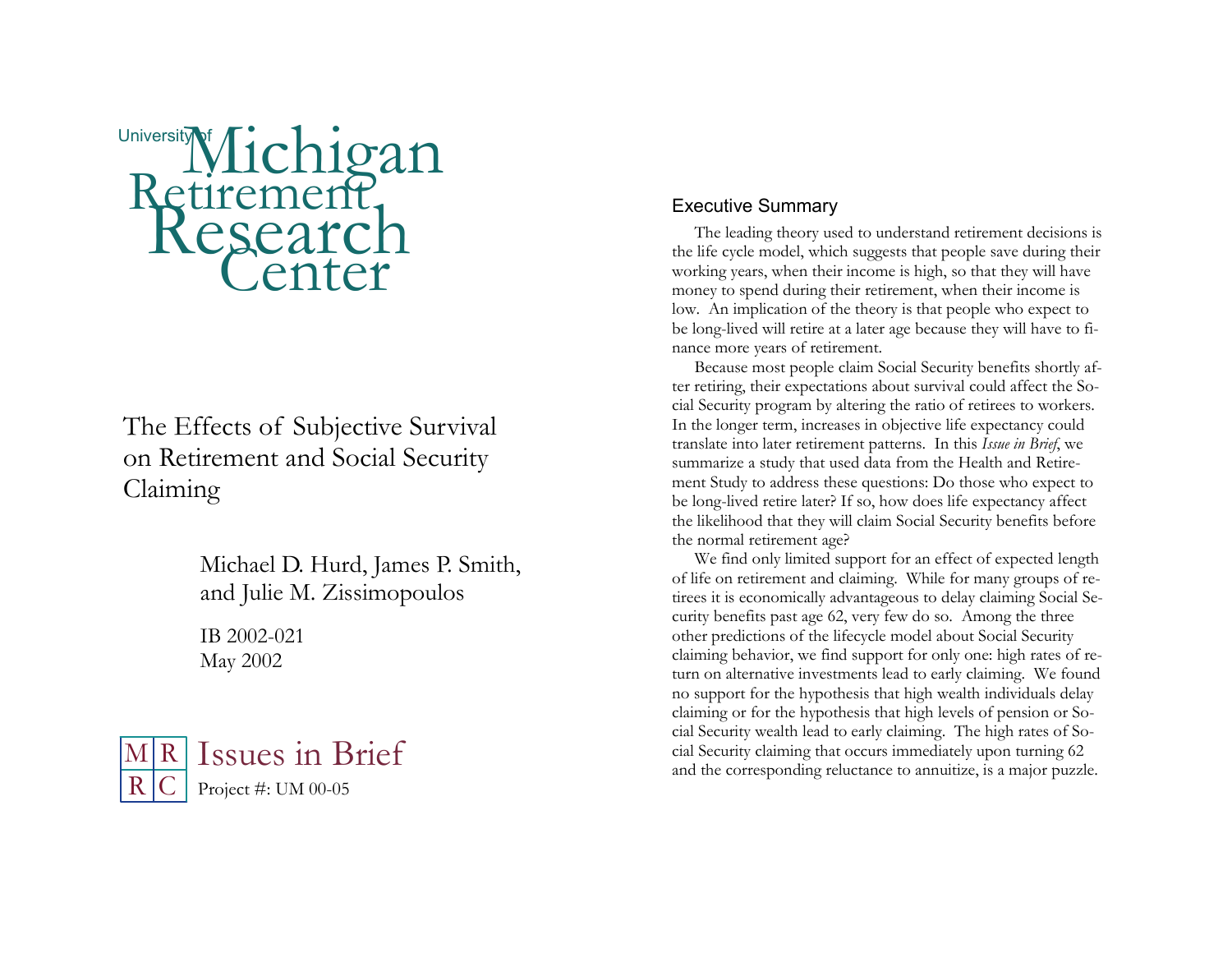University of Michigan Retirement Research Center

# The Effects of Subjective Survival on Retirement and Social Security Claiming

Michael D. Hurd, James P. Smith, and Julie M. Zissimopoulos

IB 2002-021
May 2002

MRRC Issues in Brief
Project #: UM 00-05

## Executive Summary

The leading theory used to understand retirement decisions is the life cycle model, which suggests that people save during their working years, when their income is high, so that they will have money to spend during their retirement, when their income is low. An implication of the theory is that people who expect to be long-lived will retire at a later age because they will have to finance more years of retirement.

Because most people claim Social Security benefits shortly after retiring, their expectations about survival could affect the Social Security program by altering the ratio of retirees to workers. In the longer term, increases in objective life expectancy could translate into later retirement patterns. In this *Issue in Brief*, we summarize a study that used data from the Health and Retirement Study to address these questions: Do those who expect to be long-lived retire later? If so, how does life expectancy affect the likelihood that they will claim Social Security benefits before the normal retirement age?

We find only limited support for an effect of expected length of life on retirement and claiming. While for many groups of retirees it is economically advantageous to delay claiming Social Security benefits past age 62, very few do so. Among the three other predictions of the lifecycle model about Social Security claiming behavior, we find support for only one: high rates of return on alternative investments lead to early claiming. We found no support for the hypothesis that high wealth individuals delay claiming or for the hypothesis that high levels of pension or Social Security wealth lead to early claiming. The high rates of Social Security claiming that occurs immediately upon turning 62 and the corresponding reluctance to annuitize, is a major puzzle.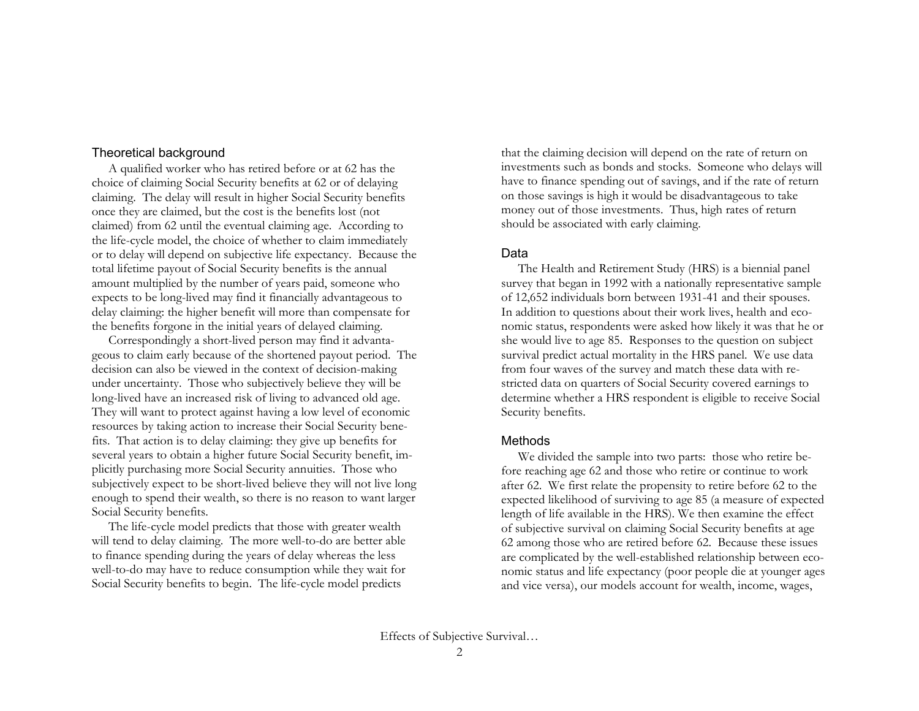## Theoretical background

A qualified worker who has retired before or at 62 has the choice of claiming Social Security benefits at 62 or of delaying claiming. The delay will result in higher Social Security benefits once they are claimed, but the cost is the benefits lost (not claimed) from 62 until the eventual claiming age. According to the life-cycle model, the choice of whether to claim immediately or to delay will depend on subjective life expectancy. Because the total lifetime payout of Social Security benefits is the annual amount multiplied by the number of years paid, someone who expects to be long-lived may find it financially advantageous to delay claiming: the higher benefit will more than compensate for the benefits forgone in the initial years of delayed claiming.

Correspondingly a short-lived person may find it advantageous to claim early because of the shortened payout period. The decision can also be viewed in the context of decision-making under uncertainty. Those who subjectively believe they will be long-lived have an increased risk of living to advanced old age. They will want to protect against having a low level of economic resources by taking action to increase their Social Security benefits. That action is to delay claiming: they give up benefits for several years to obtain a higher future Social Security benefit, implicitly purchasing more Social Security annuities. Those who subjectively expect to be short-lived believe they will not live long enough to spend their wealth, so there is no reason to want larger Social Security benefits.

The life-cycle model predicts that those with greater wealth will tend to delay claiming. The more well-to-do are better able to finance spending during the years of delay whereas the less well-to-do may have to reduce consumption while they wait for Social Security benefits to begin. The life-cycle model predicts that the claiming decision will depend on the rate of return on investments such as bonds and stocks. Someone who delays will have to finance spending out of savings, and if the rate of return on those savings is high it would be disadvantageous to take money out of those investments. Thus, high rates of return should be associated with early claiming.

## Data

The Health and Retirement Study (HRS) is a biennial panel survey that began in 1992 with a nationally representative sample of 12,652 individuals born between 1931-41 and their spouses. In addition to questions about their work lives, health and economic status, respondents were asked how likely it was that he or she would live to age 85. Responses to the question on subject survival predict actual mortality in the HRS panel. We use data from four waves of the survey and match these data with restricted data on quarters of Social Security covered earnings to determine whether a HRS respondent is eligible to receive Social Security benefits.

## Methods

We divided the sample into two parts: those who retire before reaching age 62 and those who retire or continue to work after 62. We first relate the propensity to retire before 62 to the expected likelihood of surviving to age 85 (a measure of expected length of life available in the HRS). We then examine the effect of subjective survival on claiming Social Security benefits at age 62 among those who are retired before 62. Because these issues are complicated by the well-established relationship between economic status and life expectancy (poor people die at younger ages and vice versa), our models account for wealth, income, wages,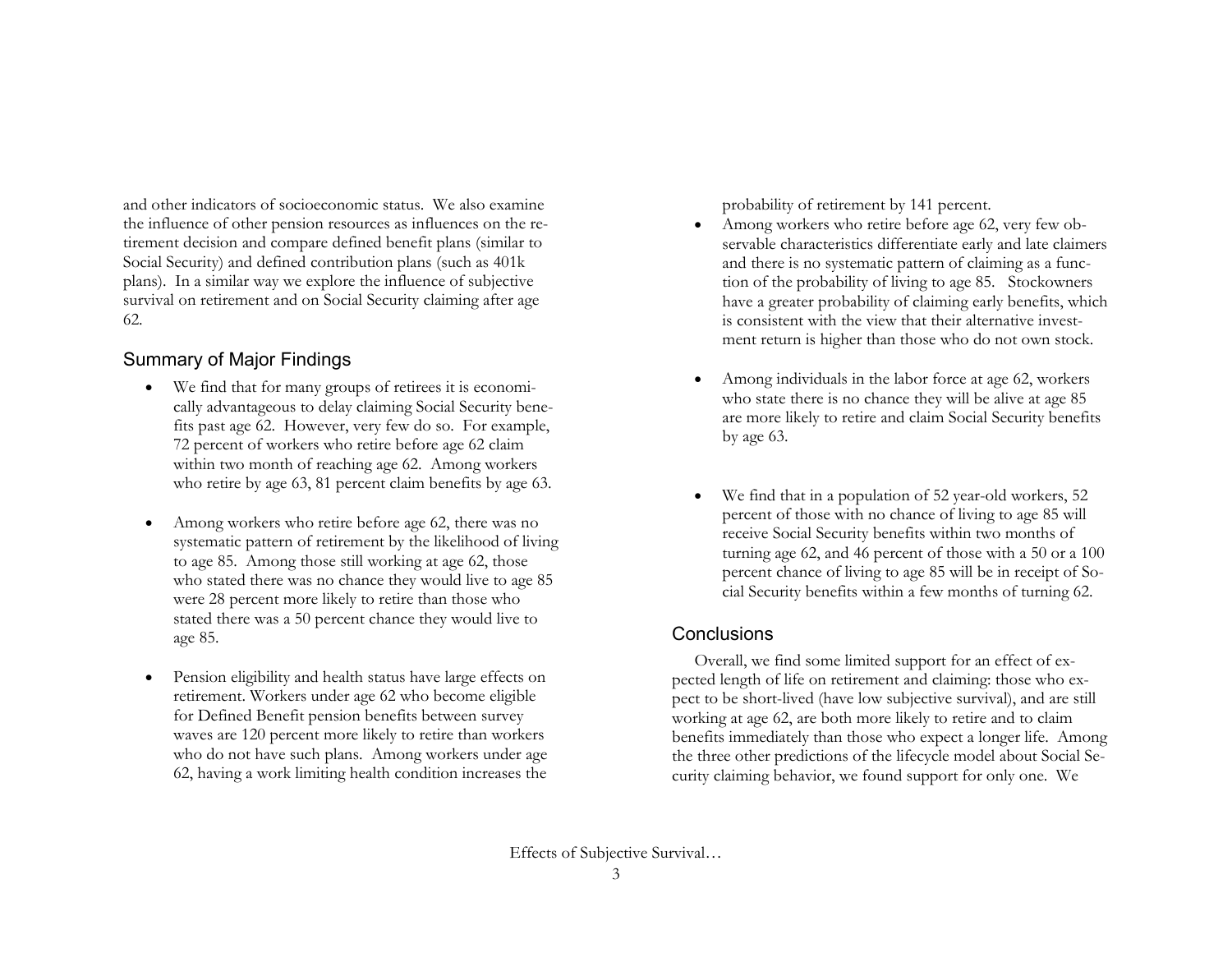and other indicators of socioeconomic status. We also examine the influence of other pension resources as influences on the retirement decision and compare defined benefit plans (similar to Social Security) and defined contribution plans (such as 401k plans). In a similar way we explore the influence of subjective survival on retirement and on Social Security claiming after age 62.

## Summary of Major Findings

- We find that for many groups of retirees it is economically advantageous to delay claiming Social Security benefits past age 62. However, very few do so. For example, 72 percent of workers who retire before age 62 claim within two month of reaching age 62. Among workers who retire by age 63, 81 percent claim benefits by age 63.

- Among workers who retire before age 62, there was no systematic pattern of retirement by the likelihood of living to age 85. Among those still working at age 62, those who stated there was no chance they would live to age 85 were 28 percent more likely to retire than those who stated there was a 50 percent chance they would live to age 85.

- Pension eligibility and health status have large effects on retirement. Workers under age 62 who become eligible for Defined Benefit pension benefits between survey waves are 120 percent more likely to retire than workers who do not have such plans. Among workers under age 62, having a work limiting health condition increases the probability of retirement by 141 percent.

- Among workers who retire before age 62, very few observable characteristics differentiate early and late claimers and there is no systematic pattern of claiming as a function of the probability of living to age 85. Stockowners have a greater probability of claiming early benefits, which is consistent with the view that their alternative investment return is higher than those who do not own stock.

- Among individuals in the labor force at age 62, workers who state there is no chance they will be alive at age 85 are more likely to retire and claim Social Security benefits by age 63.

- We find that in a population of 52 year-old workers, 52 percent of those with no chance of living to age 85 will receive Social Security benefits within two months of turning age 62, and 46 percent of those with a 50 or a 100 percent chance of living to age 85 will be in receipt of Social Security benefits within a few months of turning 62.

## Conclusions

Overall, we find some limited support for an effect of expected length of life on retirement and claiming: those who expect to be short-lived (have low subjective survival), and are still working at age 62, are both more likely to retire and to claim benefits immediately than those who expect a longer life. Among the three other predictions of the lifecycle model about Social Security claiming behavior, we found support for only one. We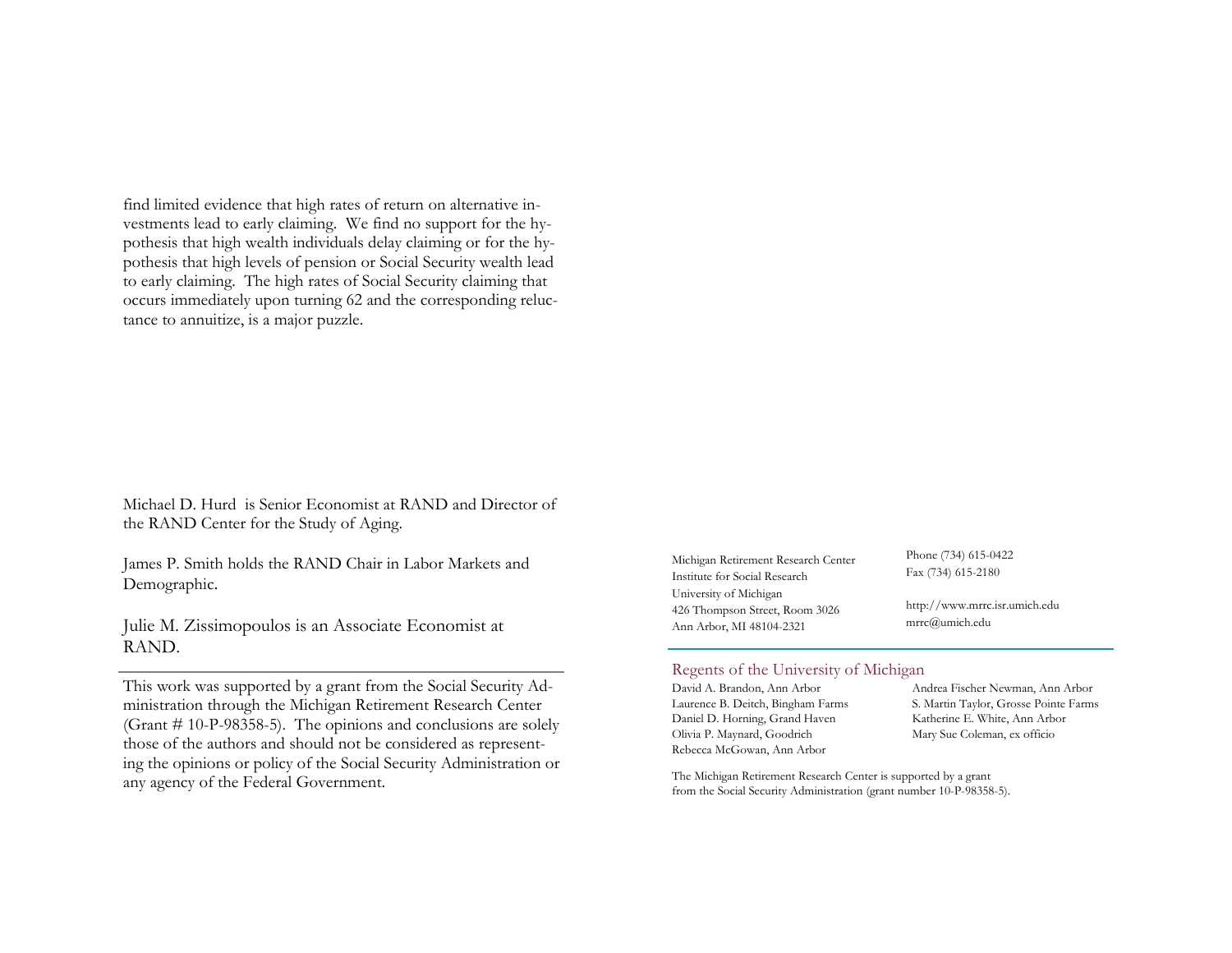find limited evidence that high rates of return on alternative investments lead to early claiming. We find no support for the hypothesis that high wealth individuals delay claiming or for the hypothesis that high levels of pension or Social Security wealth lead to early claiming. The high rates of Social Security claiming that occurs immediately upon turning 62 and the corresponding reluctance to annuitize, is a major puzzle.

Michael D. Hurd is Senior Economist at RAND and Director of the RAND Center for the Study of Aging.

James P. Smith holds the RAND Chair in Labor Markets and Demographic.

Julie M. Zissimopoulos is an Associate Economist at RAND.

This work was supported by a grant from the Social Security Administration through the Michigan Retirement Research Center (Grant # 10-P-98358-5). The opinions and conclusions are solely those of the authors and should not be considered as representing the opinions or policy of the Social Security Administration or any agency of the Federal Government.

Michigan Retirement Research Center
Institute for Social Research
University of Michigan
426 Thompson Street, Room 3026
Ann Arbor, MI 48104-2321

Phone (734) 615-0422
Fax (734) 615-2180

http://www.mrrc.isr.umich.edu
mrrc@umich.edu

## Regents of the University of Michigan

David A. Brandon, Ann Arbor
Laurence B. Deitch, Bingham Farms
Daniel D. Horning, Grand Haven
Olivia P. Maynard, Goodrich
Rebecca McGowan, Ann Arbor
Andrea Fischer Newman, Ann Arbor
S. Martin Taylor, Grosse Pointe Farms
Katherine E. White, Ann Arbor
Mary Sue Coleman, ex officio

The Michigan Retirement Research Center is supported by a grant from the Social Security Administration (grant number 10-P-98358-5).